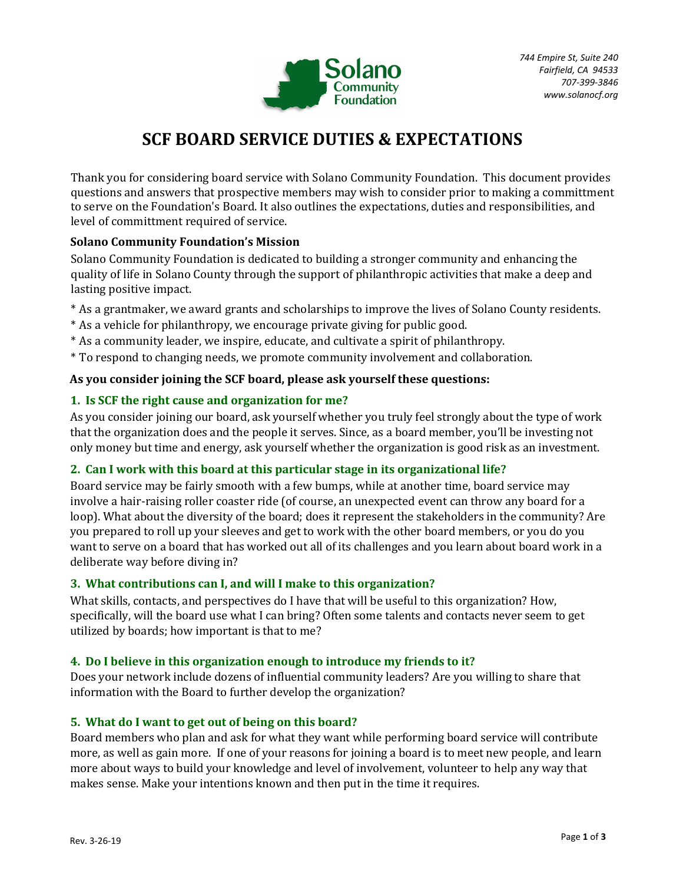744 Empire St, Suite 240
Fairfield, CA 94533
707-399-3846
www.solanocf.org

# SCF BOARD SERVICE DUTIES & EXPECTATIONS

Thank you for considering board service with Solano Community Foundation. This document provides questions and answers that prospective members may wish to consider prior to making a committment to serve on the Foundation's Board. It also outlines the expectations, duties and responsibilities, and level of committment required of service.

**Solano Community Foundation's Mission**

Solano Community Foundation is dedicated to building a stronger community and enhancing the quality of life in Solano County through the support of philanthropic activities that make a deep and lasting positive impact.

* As a grantmaker, we award grants and scholarships to improve the lives of Solano County residents.
* As a vehicle for philanthropy, we encourage private giving for public good.
* As a community leader, we inspire, educate, and cultivate a spirit of philanthropy.
* To respond to changing needs, we promote community involvement and collaboration.

**As you consider joining the SCF board, please ask yourself these questions:**

### 1. Is SCF the right cause and organization for me?

As you consider joining our board, ask yourself whether you truly feel strongly about the type of work that the organization does and the people it serves. Since, as a board member, you'll be investing not only money but time and energy, ask yourself whether the organization is good risk as an investment.

### 2. Can I work with this board at this particular stage in its organizational life?

Board service may be fairly smooth with a few bumps, while at another time, board service may involve a hair-raising roller coaster ride (of course, an unexpected event can throw any board for a loop). What about the diversity of the board; does it represent the stakeholders in the community? Are you prepared to roll up your sleeves and get to work with the other board members, or you do you want to serve on a board that has worked out all of its challenges and you learn about board work in a deliberate way before diving in?

### 3. What contributions can I, and will I make to this organization?

What skills, contacts, and perspectives do I have that will be useful to this organization? How, specifically, will the board use what I can bring? Often some talents and contacts never seem to get utilized by boards; how important is that to me?

### 4. Do I believe in this organization enough to introduce my friends to it?

Does your network include dozens of influential community leaders? Are you willing to share that information with the Board to further develop the organization?

### 5. What do I want to get out of being on this board?

Board members who plan and ask for what they want while performing board service will contribute more, as well as gain more. If one of your reasons for joining a board is to meet new people, and learn more about ways to build your knowledge and level of involvement, volunteer to help any way that makes sense. Make your intentions known and then put in the time it requires.

Rev. 3-26-19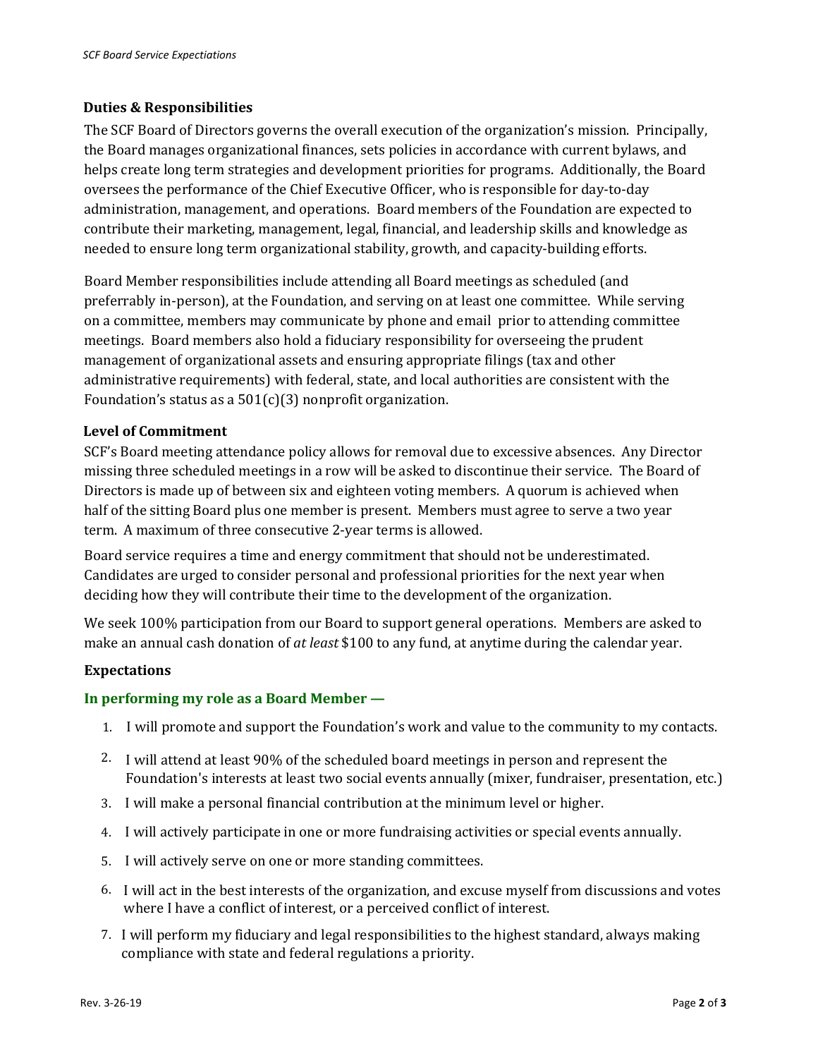### Duties & Responsibilities

The SCF Board of Directors governs the overall execution of the organization's mission. Principally, the Board manages organizational finances, sets policies in accordance with current bylaws, and helps create long term strategies and development priorities for programs. Additionally, the Board oversees the performance of the Chief Executive Officer, who is responsible for day-to-day administration, management, and operations. Board members of the Foundation are expected to contribute their marketing, management, legal, financial, and leadership skills and knowledge as needed to ensure long term organizational stability, growth, and capacity-building efforts.

Board Member responsibilities include attending all Board meetings as scheduled (and preferrably in-person), at the Foundation, and serving on at least one committee. While serving on a committee, members may communicate by phone and email prior to attending committee meetings. Board members also hold a fiduciary responsibility for overseeing the prudent management of organizational assets and ensuring appropriate filings (tax and other administrative requirements) with federal, state, and local authorities are consistent with the Foundation's status as a 501(c)(3) nonprofit organization.

### Level of Commitment

SCF's Board meeting attendance policy allows for removal due to excessive absences. Any Director missing three scheduled meetings in a row will be asked to discontinue their service. The Board of Directors is made up of between six and eighteen voting members. A quorum is achieved when half of the sitting Board plus one member is present. Members must agree to serve a two year term. A maximum of three consecutive 2-year terms is allowed.

Board service requires a time and energy commitment that should not be underestimated. Candidates are urged to consider personal and professional priorities for the next year when deciding how they will contribute their time to the development of the organization.

We seek 100% participation from our Board to support general operations. Members are asked to make an annual cash donation of *at least* $100 to any fund, at anytime during the calendar year.

### Expectations

**In performing my role as a Board Member —**

1. I will promote and support the Foundation's work and value to the community to my contacts.
2. I will attend at least 90% of the scheduled board meetings in person and represent the Foundation's interests at least two social events annually (mixer, fundraiser, presentation, etc.)
3. I will make a personal financial contribution at the minimum level or higher.
4. I will actively participate in one or more fundraising activities or special events annually.
5. I will actively serve on one or more standing committees.
6. I will act in the best interests of the organization, and excuse myself from discussions and votes where I have a conflict of interest, or a perceived conflict of interest.
7. I will perform my fiduciary and legal responsibilities to the highest standard, always making compliance with state and federal regulations a priority.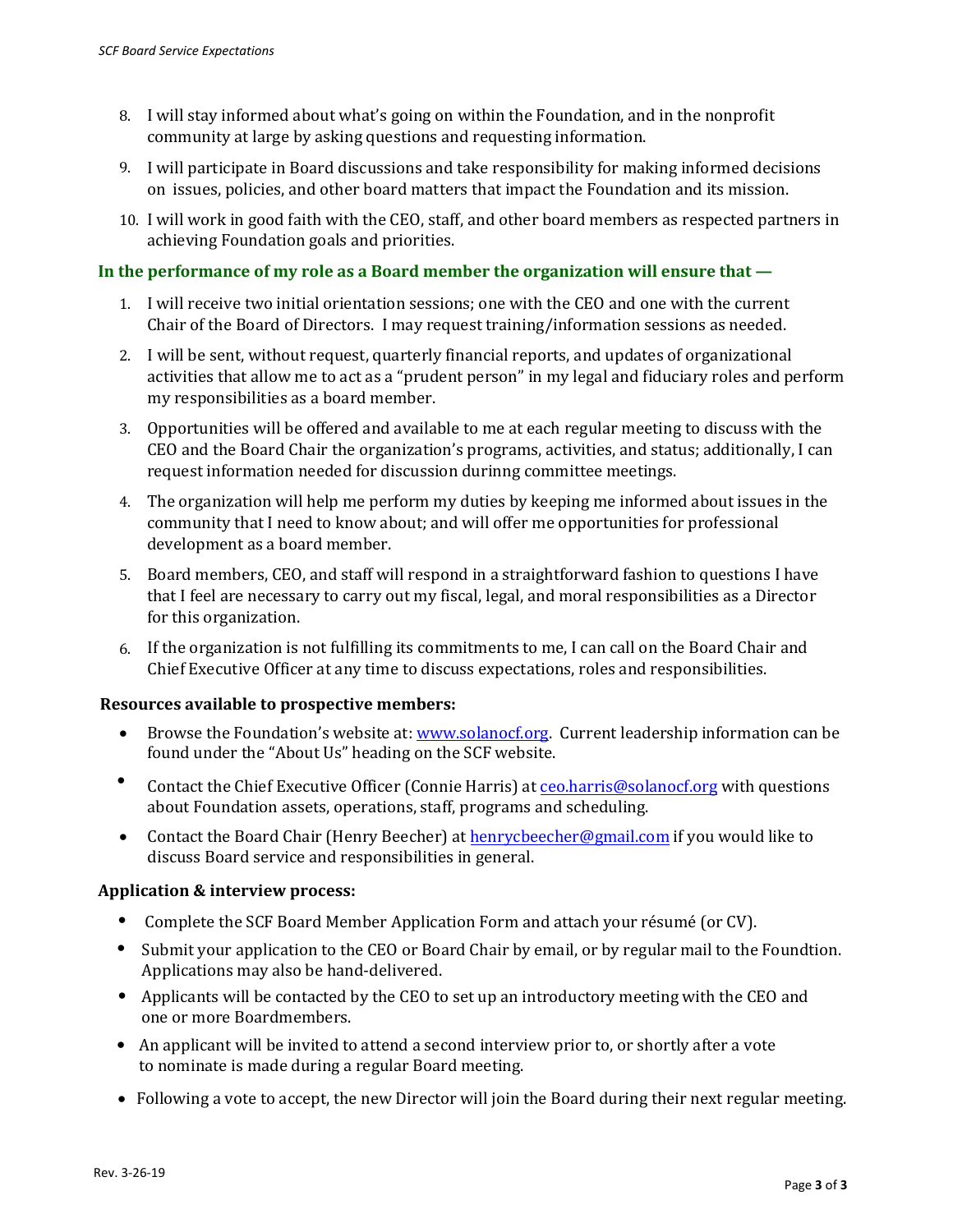8. I will stay informed about what's going on within the Foundation, and in the nonprofit community at large by asking questions and requesting information.
9. I will participate in Board discussions and take responsibility for making informed decisions on issues, policies, and other board matters that impact the Foundation and its mission.
10. I will work in good faith with the CEO, staff, and other board members as respected partners in achieving Foundation goals and priorities.

### In the performance of my role as a Board member the organization will ensure that —

1. I will receive two initial orientation sessions; one with the CEO and one with the current Chair of the Board of Directors. I may request training/information sessions as needed.
2. I will be sent, without request, quarterly financial reports, and updates of organizational activities that allow me to act as a "prudent person" in my legal and fiduciary roles and perform my responsibilities as a board member.
3. Opportunities will be offered and available to me at each regular meeting to discuss with the CEO and the Board Chair the organization's programs, activities, and status; additionally, I can request information needed for discussion durinng committee meetings.
4. The organization will help me perform my duties by keeping me informed about issues in the community that I need to know about; and will offer me opportunities for professional development as a board member.
5. Board members, CEO, and staff will respond in a straightforward fashion to questions I have that I feel are necessary to carry out my fiscal, legal, and moral responsibilities as a Director for this organization.
6. If the organization is not fulfilling its commitments to me, I can call on the Board Chair and Chief Executive Officer at any time to discuss expectations, roles and responsibilities.

### Resources available to prospective members:

- Browse the Foundation's website at: www.solanocf.org. Current leadership information can be found under the "About Us" heading on the SCF website.
- Contact the Chief Executive Officer (Connie Harris) at ceo.harris@solanocf.org with questions about Foundation assets, operations, staff, programs and scheduling.
- Contact the Board Chair (Henry Beecher) at henrycbeecher@gmail.com if you would like to discuss Board service and responsibilities in general.

### Application & interview process:

- Complete the SCF Board Member Application Form and attach your résumé (or CV).
- Submit your application to the CEO or Board Chair by email, or by regular mail to the Foundtion. Applications may also be hand-delivered.
- Applicants will be contacted by the CEO to set up an introductory meeting with the CEO and one or more Boardmembers.
- An applicant will be invited to attend a second interview prior to, or shortly after a vote to nominate is made during a regular Board meeting.
- Following a vote to accept, the new Director will join the Board during their next regular meeting.

Rev. 3-26-19